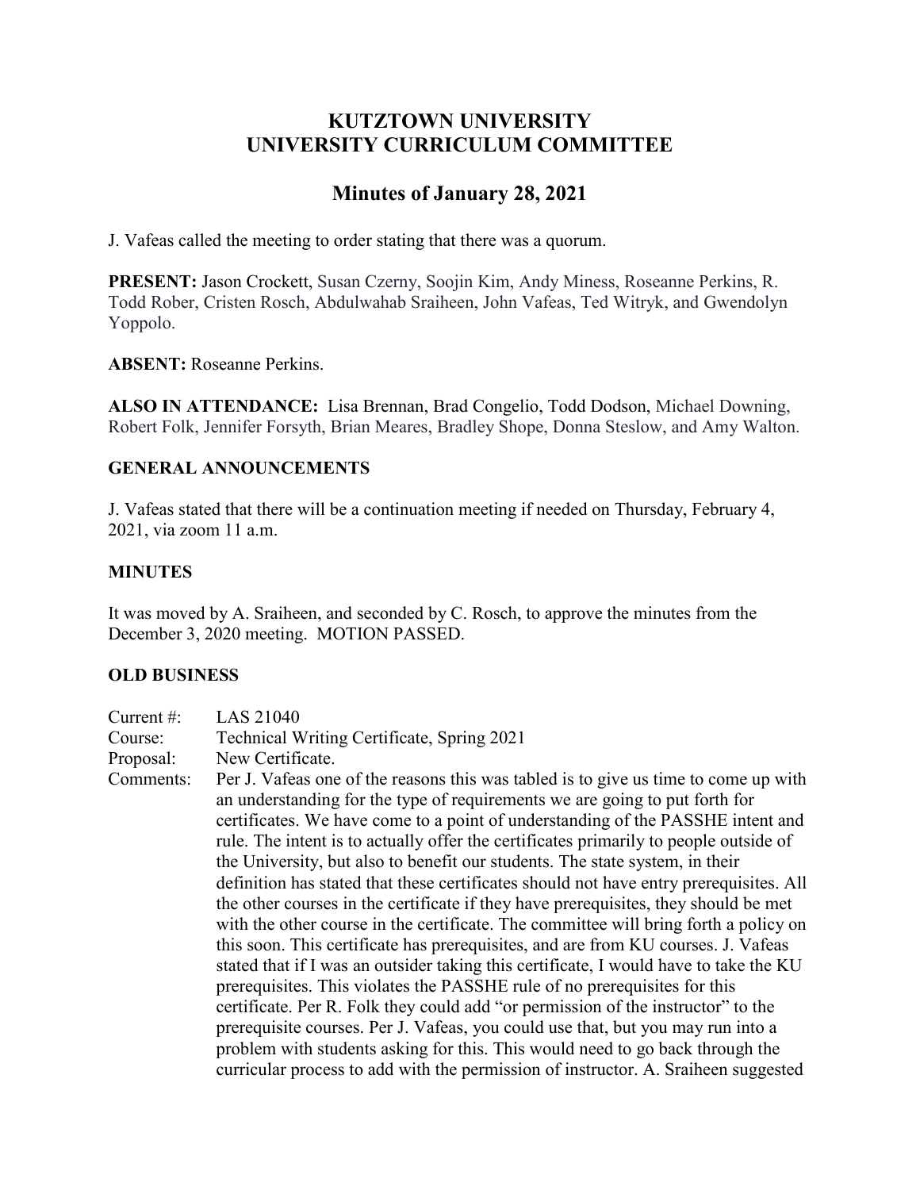# KUTZTOWN UNIVERSITY
# UNIVERSITY CURRICULUM COMMITTEE

## Minutes of January 28, 2021

J. Vafeas called the meeting to order stating that there was a quorum.

**PRESENT:** Jason Crockett, Susan Czerny, Soojin Kim, Andy Miness, Roseanne Perkins, R. Todd Rober, Cristen Rosch, Abdulwahab Sraiheen, John Vafeas, Ted Witryk, and Gwendolyn Yoppolo.

**ABSENT:** Roseanne Perkins.

**ALSO IN ATTENDANCE:** Lisa Brennan, Brad Congelio, Todd Dodson, Michael Downing, Robert Folk, Jennifer Forsyth, Brian Meares, Bradley Shope, Donna Steslow, and Amy Walton.

### GENERAL ANNOUNCEMENTS

J. Vafeas stated that there will be a continuation meeting if needed on Thursday, February 4, 2021, via zoom 11 a.m.

### MINUTES

It was moved by A. Sraiheen, and seconded by C. Rosch, to approve the minutes from the December 3, 2020 meeting. MOTION PASSED.

### OLD BUSINESS

Current #: LAS 21040

Course: Technical Writing Certificate, Spring 2021

Proposal: New Certificate.

Comments: Per J. Vafeas one of the reasons this was tabled is to give us time to come up with an understanding for the type of requirements we are going to put forth for certificates. We have come to a point of understanding of the PASSHE intent and rule. The intent is to actually offer the certificates primarily to people outside of the University, but also to benefit our students. The state system, in their definition has stated that these certificates should not have entry prerequisites. All the other courses in the certificate if they have prerequisites, they should be met with the other course in the certificate. The committee will bring forth a policy on this soon. This certificate has prerequisites, and are from KU courses. J. Vafeas stated that if I was an outsider taking this certificate, I would have to take the KU prerequisites. This violates the PASSHE rule of no prerequisites for this certificate. Per R. Folk they could add "or permission of the instructor" to the prerequisite courses. Per J. Vafeas, you could use that, but you may run into a problem with students asking for this. This would need to go back through the curricular process to add with the permission of instructor. A. Sraiheen suggested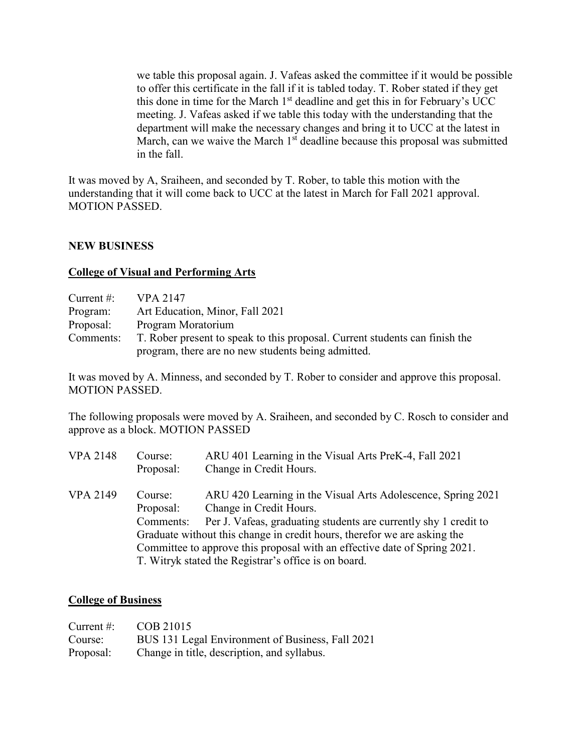we table this proposal again. J. Vafeas asked the committee if it would be possible to offer this certificate in the fall if it is tabled today. T. Rober stated if they get this done in time for the March 1st deadline and get this in for February's UCC meeting. J. Vafeas asked if we table this today with the understanding that the department will make the necessary changes and bring it to UCC at the latest in March, can we waive the March 1st deadline because this proposal was submitted in the fall.

It was moved by A, Sraiheen, and seconded by T. Rober, to table this motion with the understanding that it will come back to UCC at the latest in March for Fall 2021 approval. MOTION PASSED.

## NEW BUSINESS

### College of Visual and Performing Arts

Current #: VPA 2147
Program: Art Education, Minor, Fall 2021
Proposal: Program Moratorium
Comments: T. Rober present to speak to this proposal. Current students can finish the program, there are no new students being admitted.

It was moved by A. Minness, and seconded by T. Rober to consider and approve this proposal. MOTION PASSED.

The following proposals were moved by A. Sraiheen, and seconded by C. Rosch to consider and approve as a block. MOTION PASSED

VPA 2148 Course: ARU 401 Learning in the Visual Arts PreK-4, Fall 2021
Proposal: Change in Credit Hours.

VPA 2149 Course: ARU 420 Learning in the Visual Arts Adolescence, Spring 2021
Proposal: Change in Credit Hours.
Comments: Per J. Vafeas, graduating students are currently shy 1 credit to Graduate without this change in credit hours, therefor we are asking the Committee to approve this proposal with an effective date of Spring 2021. T. Witryk stated the Registrar's office is on board.

### College of Business

Current #: COB 21015
Course: BUS 131 Legal Environment of Business, Fall 2021
Proposal: Change in title, description, and syllabus.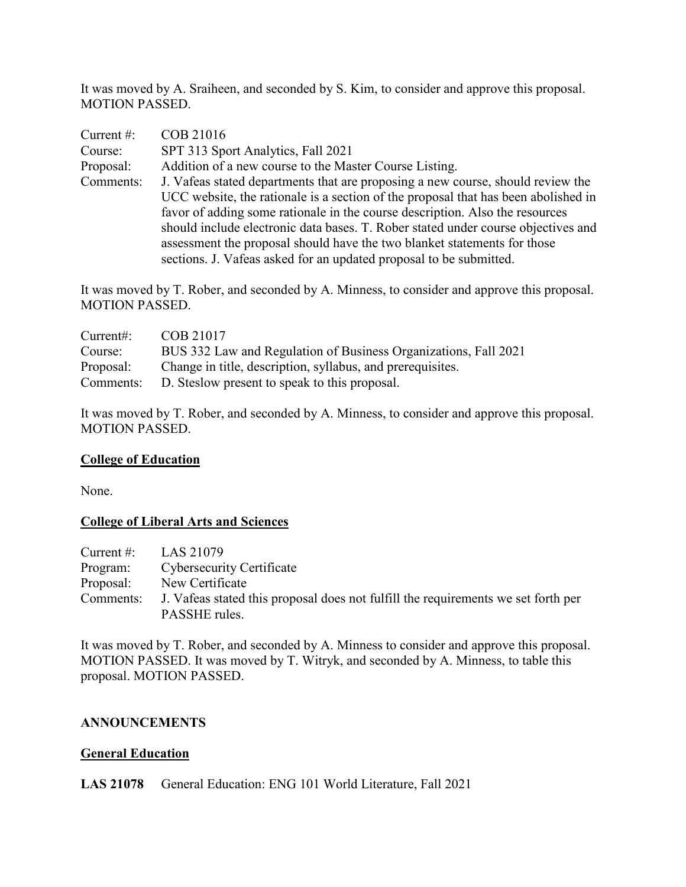It was moved by A. Sraiheen, and seconded by S. Kim, to consider and approve this proposal. MOTION PASSED.

| | |
|---|---|
| Current #: | COB 21016 |
| Course: | SPT 313 Sport Analytics, Fall 2021 |
| Proposal: | Addition of a new course to the Master Course Listing. |
| Comments: | J. Vafeas stated departments that are proposing a new course, should review the UCC website, the rationale is a section of the proposal that has been abolished in favor of adding some rationale in the course description. Also the resources should include electronic data bases. T. Rober stated under course objectives and assessment the proposal should have the two blanket statements for those sections. J. Vafeas asked for an updated proposal to be submitted. |

It was moved by T. Rober, and seconded by A. Minness, to consider and approve this proposal. MOTION PASSED.

| | |
|---|---|
| Current#: | COB 21017 |
| Course: | BUS 332 Law and Regulation of Business Organizations, Fall 2021 |
| Proposal: | Change in title, description, syllabus, and prerequisites. |
| Comments: | D. Steslow present to speak to this proposal. |

It was moved by T. Rober, and seconded by A. Minness, to consider and approve this proposal. MOTION PASSED.

**College of Education**

None.

**College of Liberal Arts and Sciences**

| | |
|---|---|
| Current #: | LAS 21079 |
| Program: | Cybersecurity Certificate |
| Proposal: | New Certificate |
| Comments: | J. Vafeas stated this proposal does not fulfill the requirements we set forth per PASSHE rules. |

It was moved by T. Rober, and seconded by A. Minness to consider and approve this proposal. MOTION PASSED. It was moved by T. Witryk, and seconded by A. Minness, to table this proposal. MOTION PASSED.

## ANNOUNCEMENTS

**General Education**

**LAS 21078** General Education: ENG 101 World Literature, Fall 2021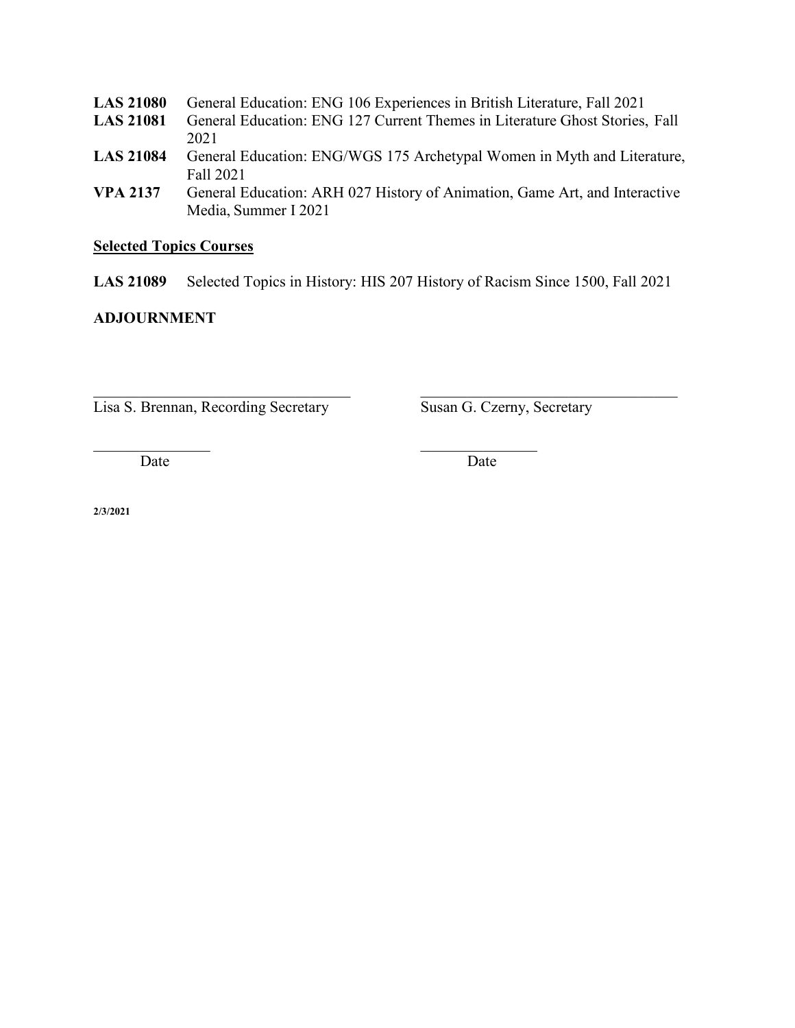**LAS 21080** General Education: ENG 106 Experiences in British Literature, Fall 2021

**LAS 21081** General Education: ENG 127 Current Themes in Literature Ghost Stories, Fall 2021

**LAS 21084** General Education: ENG/WGS 175 Archetypal Women in Myth and Literature, Fall 2021

**VPA 2137** General Education: ARH 027 History of Animation, Game Art, and Interactive Media, Summer I 2021

**<u>Selected Topics Courses</u>**

**LAS 21089** Selected Topics in History: HIS 207 History of Racism Since 1500, Fall 2021

**ADJOURNMENT**

\_\_\_\_\_\_\_\_\_\_\_\_\_\_\_\_\_\_\_\_\_\_\_\_\_\_\_\_\_\_\_\_
Lisa S. Brennan, Recording Secretary

\_\_\_\_\_\_\_\_\_\_\_\_\_\_
Date

\_\_\_\_\_\_\_\_\_\_\_\_\_\_\_\_\_\_\_\_\_\_\_\_\_\_\_\_\_\_\_\_
Susan G. Czerny, Secretary

\_\_\_\_\_\_\_\_\_\_\_\_\_\_
Date

**2/3/2021**